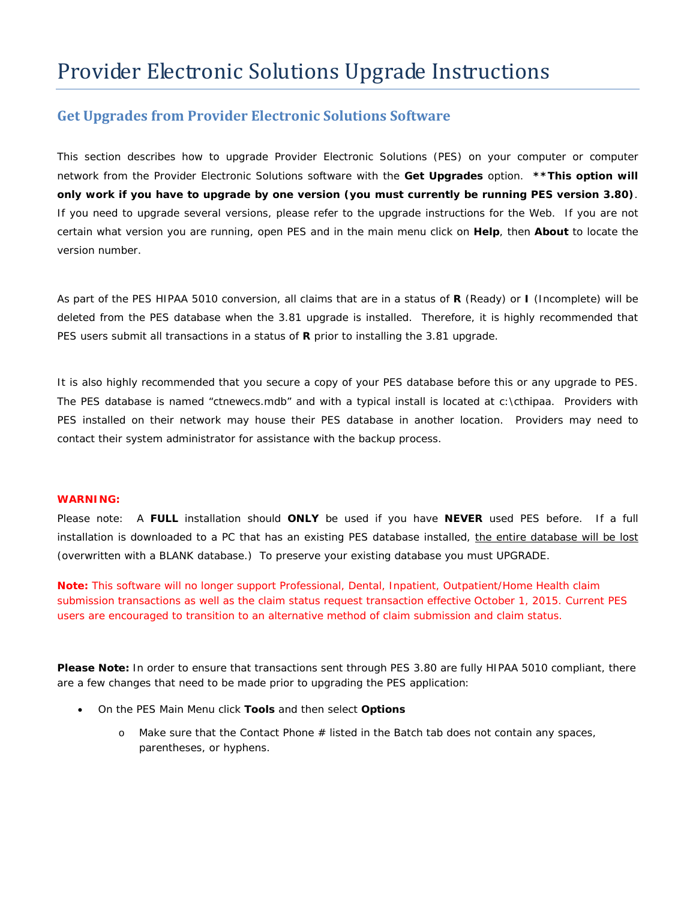# Provider Electronic Solutions Upgrade Instructions

## Get Upgrades from Provider Electronic Solutions Software

This section describes how to upgrade Provider Electronic Solutions (PES) on your computer or computer network from the Provider Electronic Solutions software with the **Get Upgrades** option. ****This option will only work if you have to upgrade by one version (you must currently be running PES version 3.80)**. If you need to upgrade several versions, please refer to the upgrade instructions for the Web. If you are not certain what version you are running, open PES and in the main menu click on **Help**, then **About** to locate the version number.

As part of the PES HIPAA 5010 conversion, all claims that are in a status of **R** (Ready) or **I** (Incomplete) will be deleted from the PES database when the 3.81 upgrade is installed. Therefore, it is highly recommended that PES users submit all transactions in a status of **R** prior to installing the 3.81 upgrade.

It is also highly recommended that you secure a copy of your PES database before this or any upgrade to PES. The PES database is named "ctnewecs.mdb" and with a typical install is located at c:\cthipaa. Providers with PES installed on their network may house their PES database in another location. Providers may need to contact their system administrator for assistance with the backup process.

**WARNING:**

Please note: A **FULL** installation should **ONLY** be used if you have **NEVER** used PES before. If a full installation is downloaded to a PC that has an existing PES database installed, the entire database will be lost (overwritten with a BLANK database.) To preserve your existing database you must UPGRADE.

**Note:** This software will no longer support Professional, Dental, Inpatient, Outpatient/Home Health claim submission transactions as well as the claim status request transaction effective October 1, 2015. Current PES users are encouraged to transition to an alternative method of claim submission and claim status.

**Please Note:** In order to ensure that transactions sent through PES 3.80 are fully HIPAA 5010 compliant, there are a few changes that need to be made prior to upgrading the PES application:

- On the PES Main Menu click **Tools** and then select **Options**
  - Make sure that the Contact Phone # listed in the Batch tab does not contain any spaces, parentheses, or hyphens.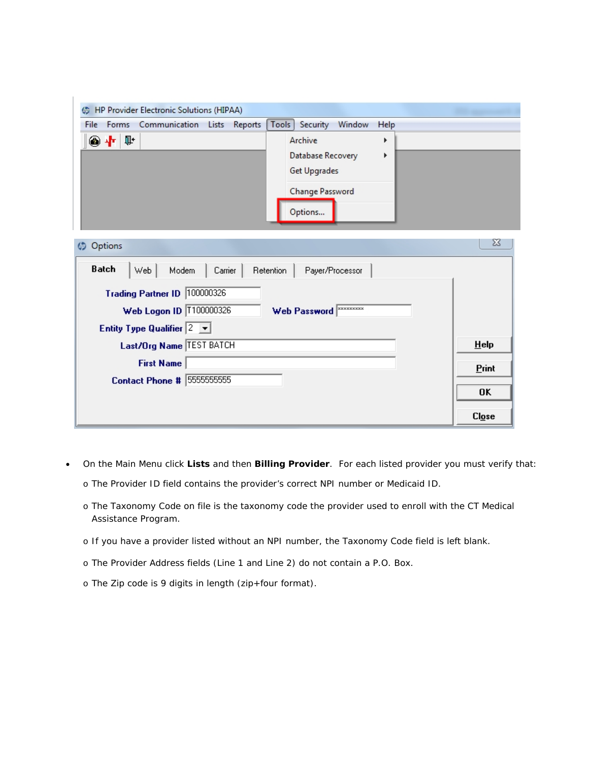- On the Main Menu click **Lists** and then **Billing Provider**. For each listed provider you must verify that:
  - o The Provider ID field contains the provider's correct NPI number or Medicaid ID.
  - o The Taxonomy Code on file is the taxonomy code the provider used to enroll with the CT Medical Assistance Program.
  - o If you have a provider listed without an NPI number, the Taxonomy Code field is left blank.
  - o The Provider Address fields (Line 1 and Line 2) do not contain a P.O. Box.
  - o The Zip code is 9 digits in length (zip+four format).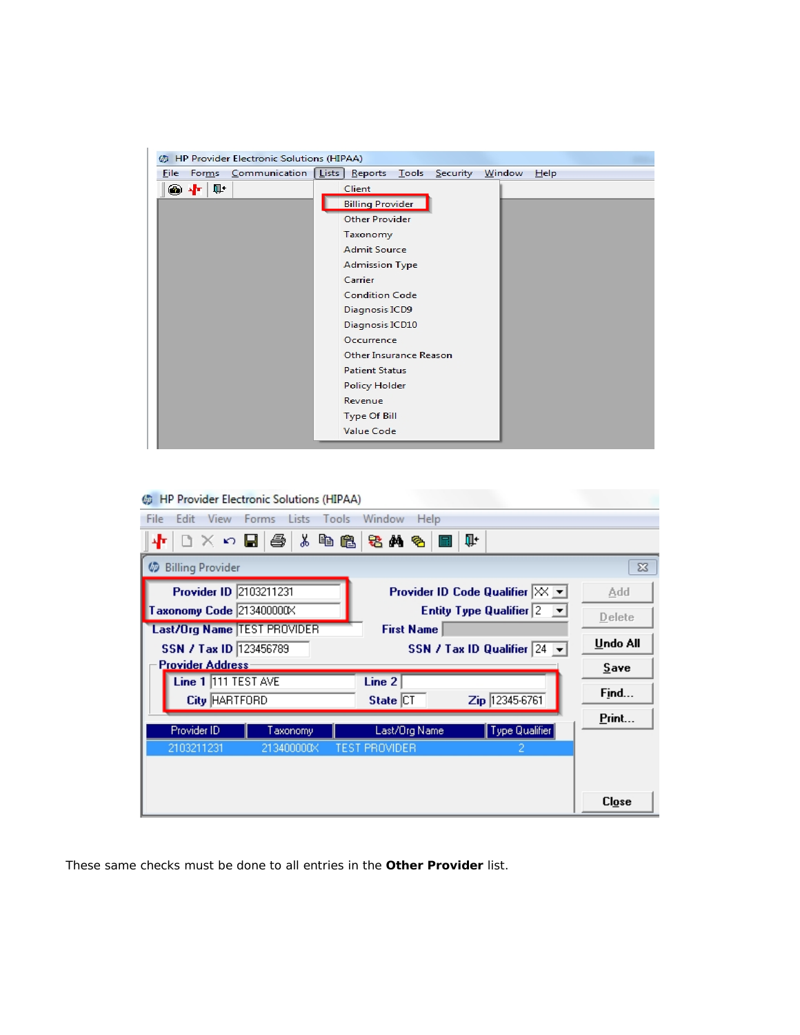These same checks must be done to all entries in the **Other Provider** list.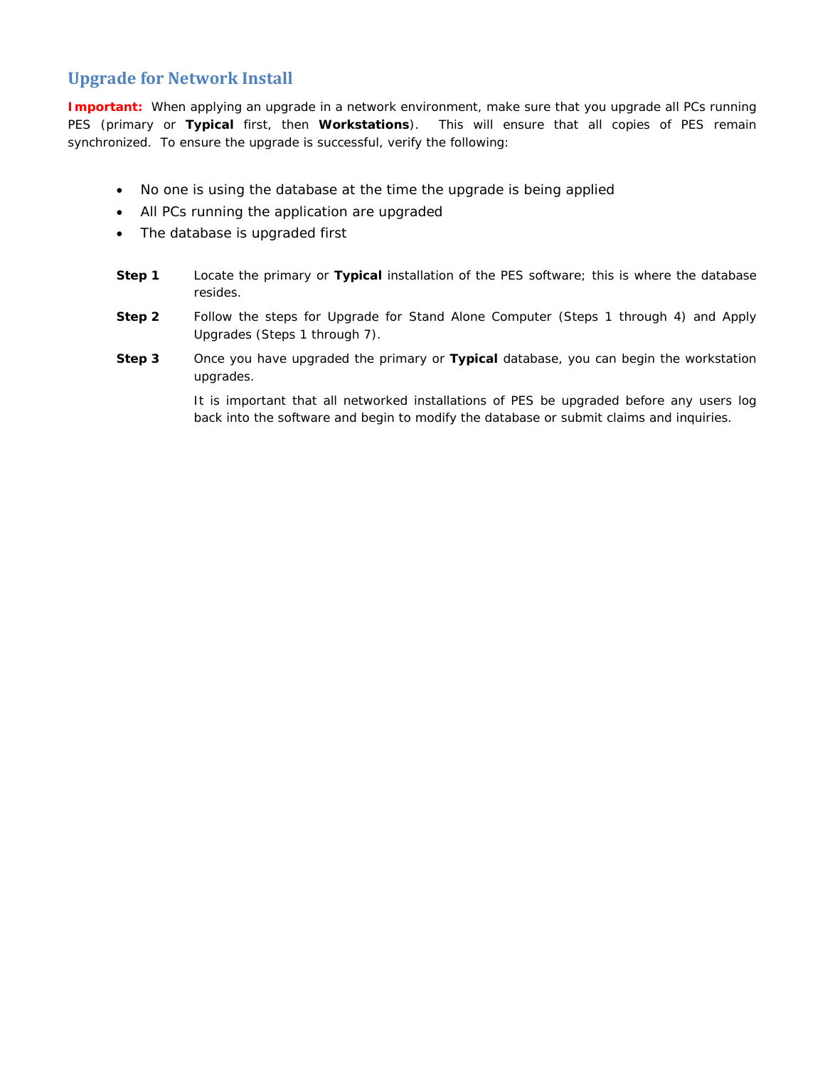## Upgrade for Network Install

**Important:** When applying an upgrade in a network environment, make sure that you upgrade all PCs running PES (primary or **Typical** first, then **Workstations**). This will ensure that all copies of PES remain synchronized. To ensure the upgrade is successful, verify the following:

- No one is using the database at the time the upgrade is being applied
- All PCs running the application are upgraded
- The database is upgraded first

**Step 1** Locate the primary or **Typical** installation of the PES software; this is where the database resides.

**Step 2** Follow the steps for Upgrade for Stand Alone Computer (Steps 1 through 4) and Apply Upgrades (Steps 1 through 7).

**Step 3** Once you have upgraded the primary or **Typical** database, you can begin the workstation upgrades.

It is important that all networked installations of PES be upgraded before any users log back into the software and begin to modify the database or submit claims and inquiries.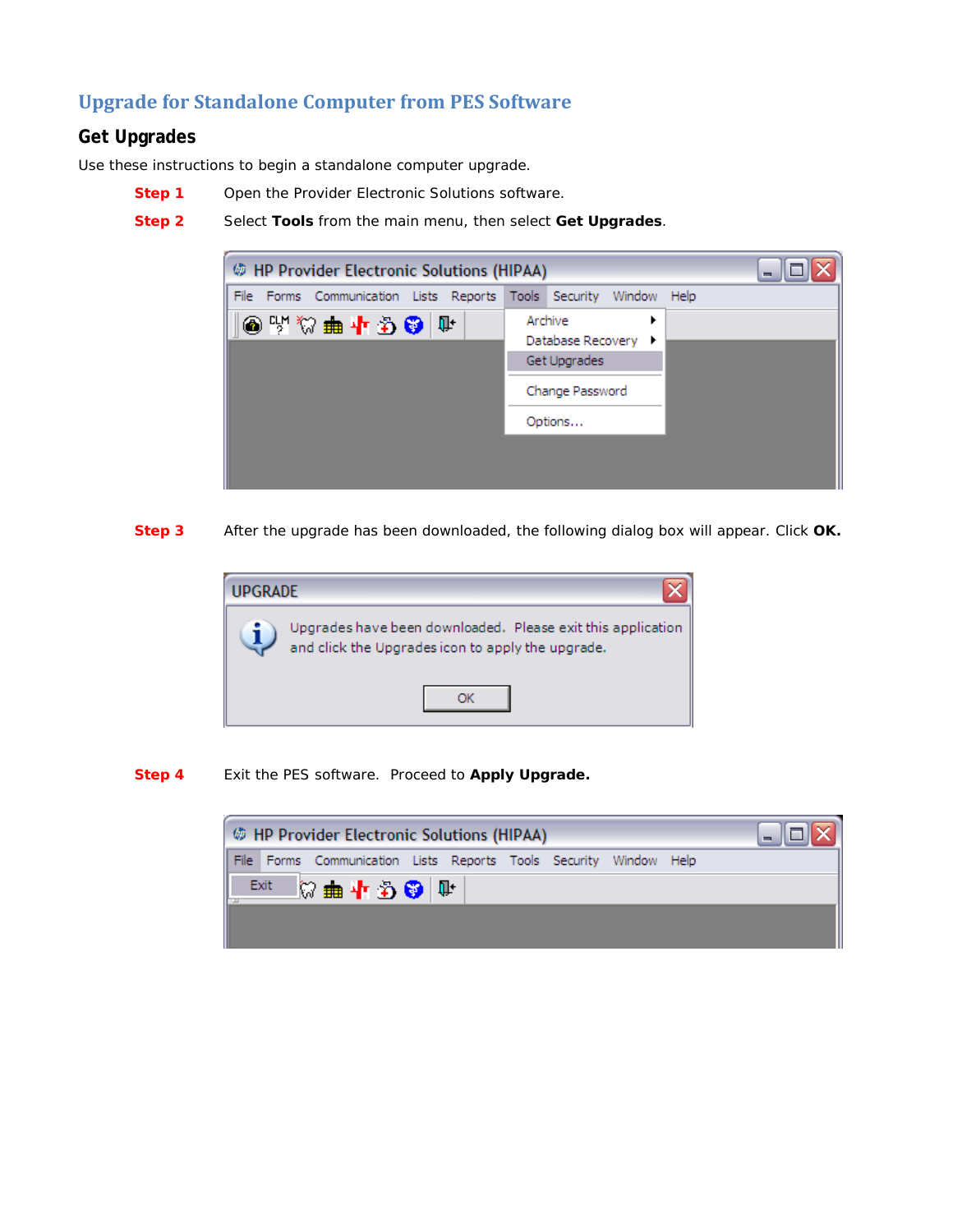# Upgrade for Standalone Computer from PES Software

## Get Upgrades

Use these instructions to begin a standalone computer upgrade.

**Step 1** Open the Provider Electronic Solutions software.

**Step 2** Select **Tools** from the main menu, then select **Get Upgrades**.

**Step 3** After the upgrade has been downloaded, the following dialog box will appear. Click **OK.**

**Step 4** Exit the PES software. Proceed to **Apply Upgrade.**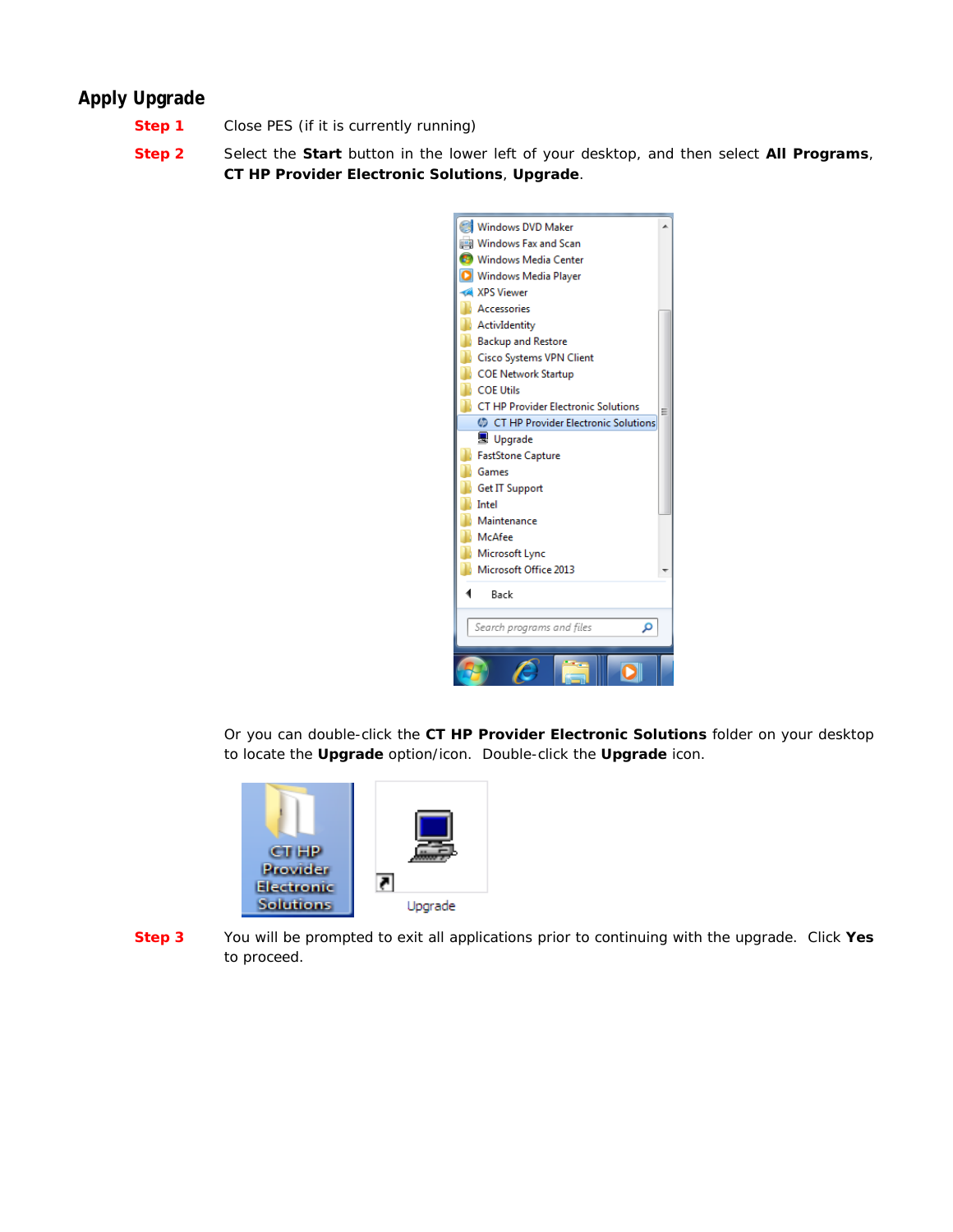## Apply Upgrade

**Step 1** Close PES (if it is currently running)

**Step 2** Select the **Start** button in the lower left of your desktop, and then select **All Programs**, **CT HP Provider Electronic Solutions**, **Upgrade**.

Or you can double-click the **CT HP Provider Electronic Solutions** folder on your desktop to locate the **Upgrade** option/icon. Double-click the **Upgrade** icon.

**Step 3** You will be prompted to exit all applications prior to continuing with the upgrade. Click **Yes** to proceed.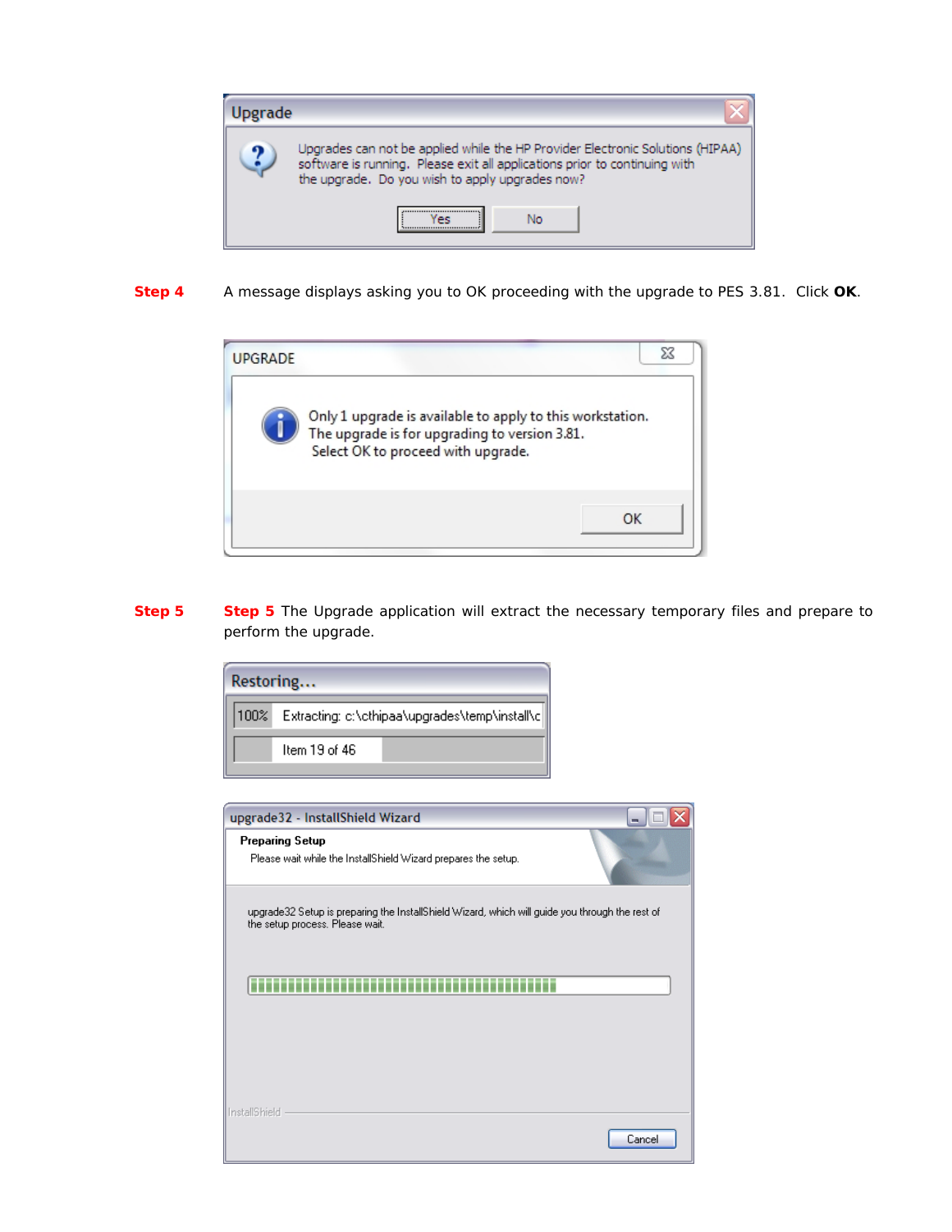**Step 4** A message displays asking you to OK proceeding with the upgrade to PES 3.81. Click **OK**.

**Step 5** **Step 5** The Upgrade application will extract the necessary temporary files and prepare to perform the upgrade.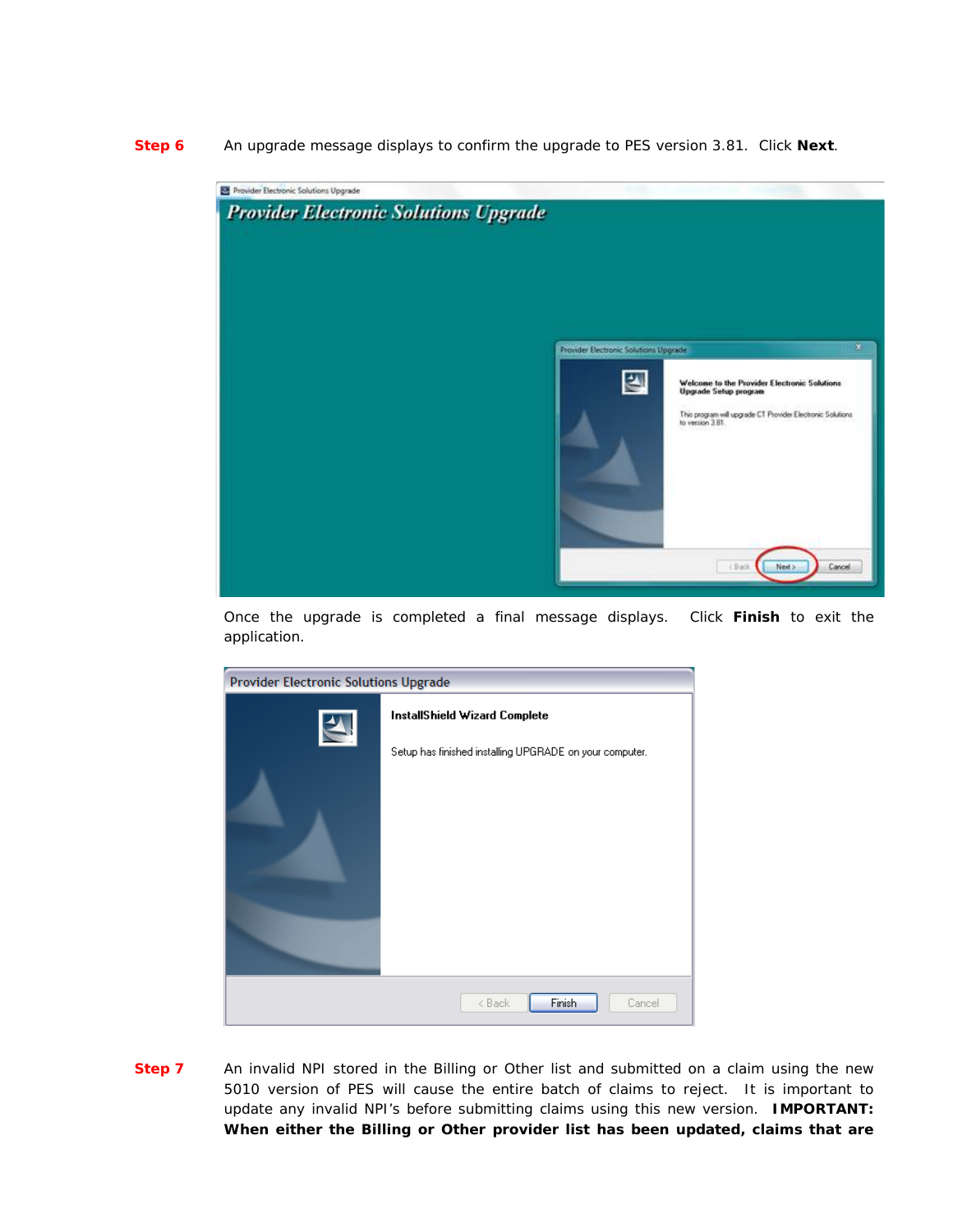**Step 6** An upgrade message displays to confirm the upgrade to PES version 3.81. Click **Next**.

Once the upgrade is completed a final message displays. Click **Finish** to exit the application.

**Step 7** An invalid NPI stored in the Billing or Other list and submitted on a claim using the new 5010 version of PES will cause the entire batch of claims to reject. It is important to update any invalid NPI's before submitting claims using this new version. **IMPORTANT: When either the Billing or Other provider list has been updated, claims that are**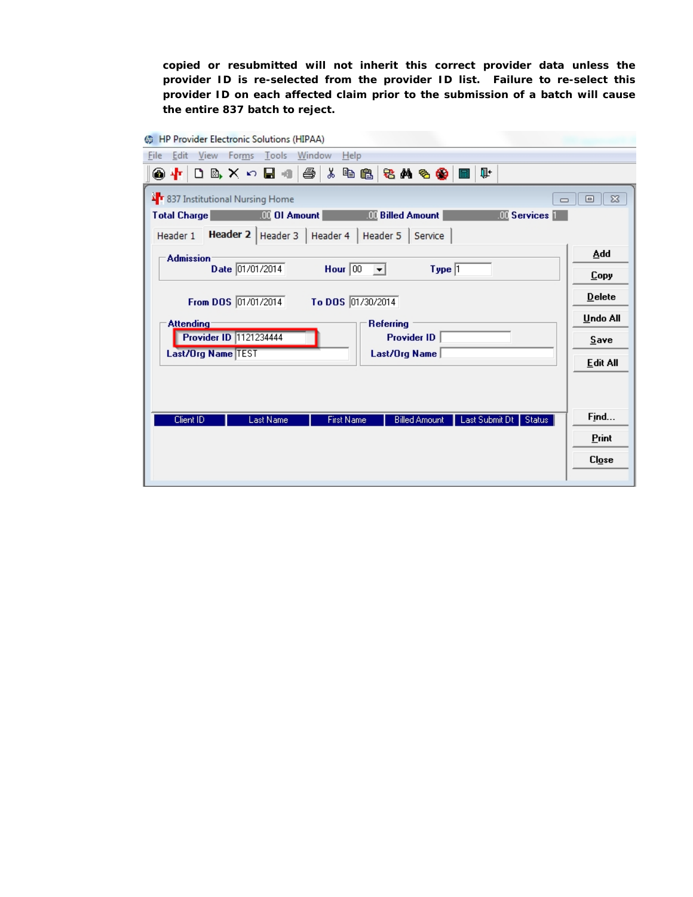**copied or resubmitted will not inherit this correct provider data unless the provider ID is re-selected from the provider ID list. Failure to re-select this provider ID on each affected claim prior to the submission of a batch will cause the entire 837 batch to reject.**